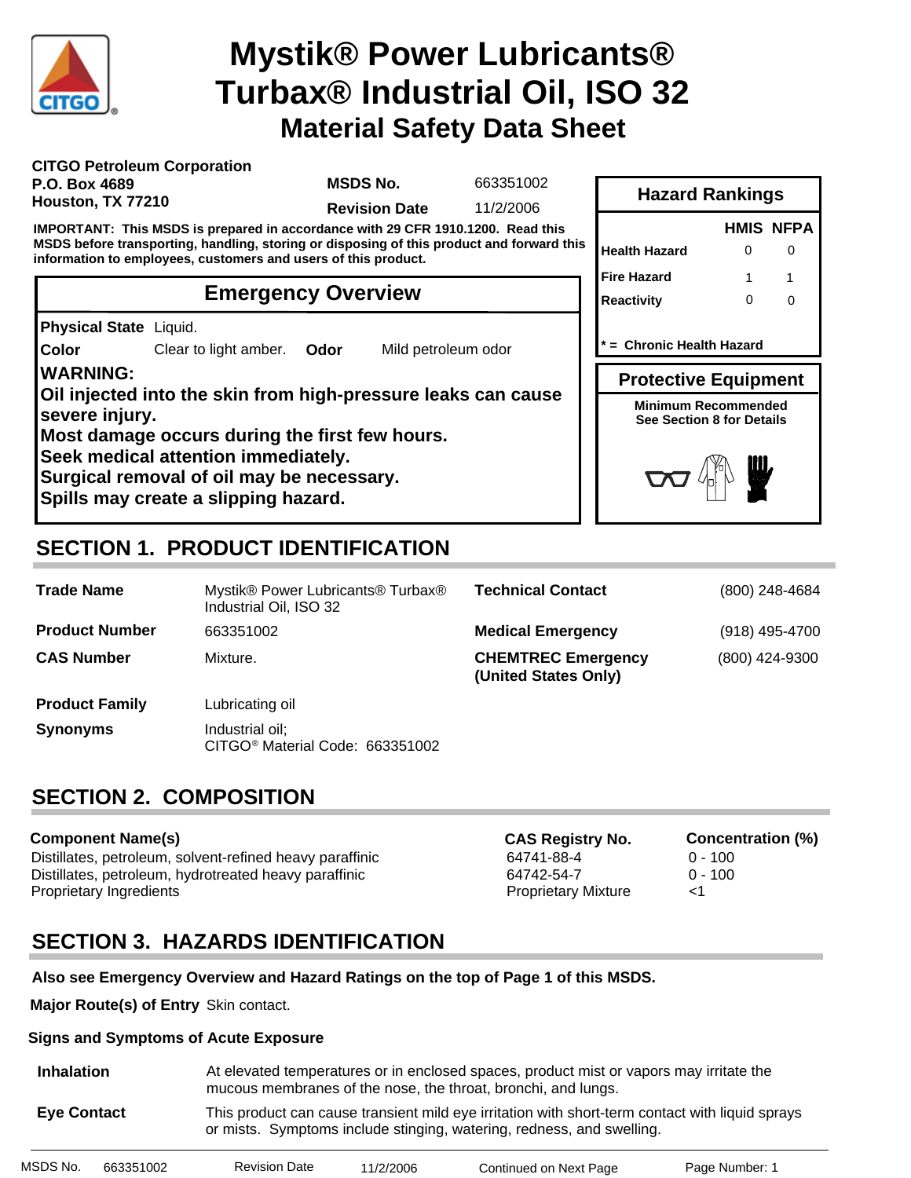# Mystik® Power Lubricants® Turbax® Industrial Oil, ISO 32

## Material Safety Data Sheet

**CITGO Petroleum Corporation**
**P.O. Box 4689**
**Houston, TX 77210**

| | |
|---|---|
| **MSDS No.** | 663351002 |
| **Revision Date** | 11/2/2006 |

**IMPORTANT: This MSDS is prepared in accordance with 29 CFR 1910.1200. Read this MSDS before transporting, handling, storing or disposing of this product and forward this information to employees, customers and users of this product.**

### Hazard Rankings

| | HMIS | NFPA |
|---|---|---|
| Health Hazard | 0 | 0 |
| Fire Hazard | 1 | 1 |
| Reactivity | 0 | 0 |

**\* = Chronic Health Hazard**

### Protective Equipment

**Minimum Recommended**
**See Section 8 for Details**

### Emergency Overview

**Physical State** Liquid.

**Color** Clear to light amber. **Odor** Mild petroleum odor

**WARNING:**
**Oil injected into the skin from high-pressure leaks can cause severe injury.**
**Most damage occurs during the first few hours.**
**Seek medical attention immediately.**
**Surgical removal of oil may be necessary.**
**Spills may create a slipping hazard.**

## SECTION 1. PRODUCT IDENTIFICATION

| | | | |
|---|---|---|---|
| **Trade Name** | Mystik® Power Lubricants® Turbax® Industrial Oil, ISO 32 | **Technical Contact** | (800) 248-4684 |
| **Product Number** | 663351002 | **Medical Emergency** | (918) 495-4700 |
| **CAS Number** | Mixture. | **CHEMTREC Emergency (United States Only)** | (800) 424-9300 |
| **Product Family** | Lubricating oil | | |
| **Synonyms** | Industrial oil; CITGO® Material Code: 663351002 | | |

## SECTION 2. COMPOSITION

| Component Name(s) | CAS Registry No. | Concentration (%) |
|---|---|---|
| Distillates, petroleum, solvent-refined heavy paraffinic | 64741-88-4 | 0 - 100 |
| Distillates, petroleum, hydrotreated heavy paraffinic | 64742-54-7 | 0 - 100 |
| Proprietary Ingredients | Proprietary Mixture | <1 |

## SECTION 3. HAZARDS IDENTIFICATION

**Also see Emergency Overview and Hazard Ratings on the top of Page 1 of this MSDS.**

**Major Route(s) of Entry** Skin contact.

**Signs and Symptoms of Acute Exposure**

**Inhalation** At elevated temperatures or in enclosed spaces, product mist or vapors may irritate the mucous membranes of the nose, the throat, bronchi, and lungs.

**Eye Contact** This product can cause transient mild eye irritation with short-term contact with liquid sprays or mists. Symptoms include stinging, watering, redness, and swelling.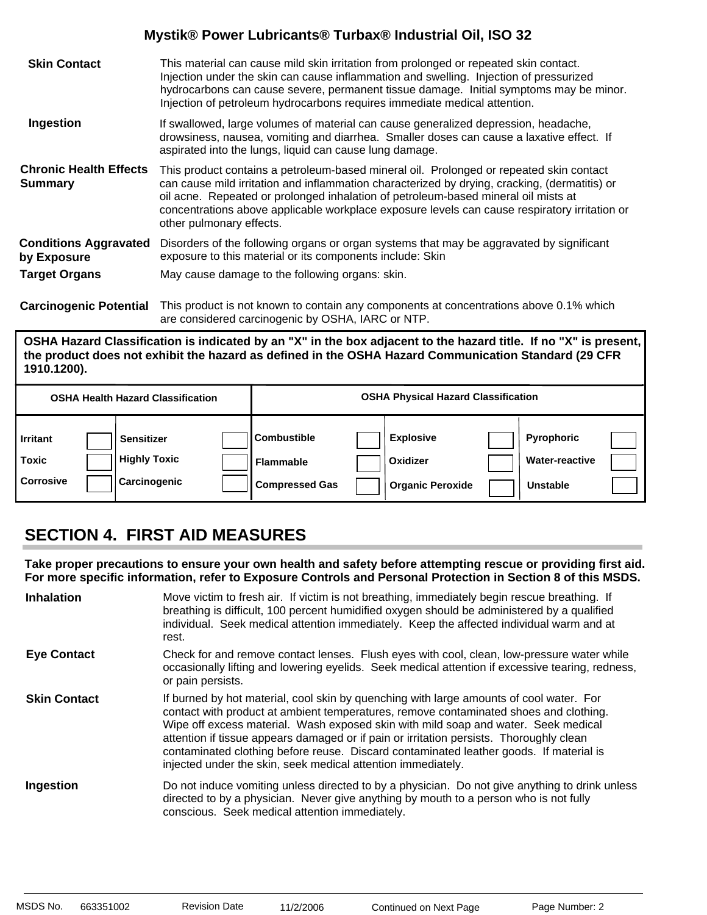**Mystik® Power Lubricants® Turbax® Industrial Oil, ISO 32**

**Skin Contact** This material can cause mild skin irritation from prolonged or repeated skin contact. Injection under the skin can cause inflammation and swelling. Injection of pressurized hydrocarbons can cause severe, permanent tissue damage. Initial symptoms may be minor. Injection of petroleum hydrocarbons requires immediate medical attention.

**Ingestion** If swallowed, large volumes of material can cause generalized depression, headache, drowsiness, nausea, vomiting and diarrhea. Smaller doses can cause a laxative effect. If aspirated into the lungs, liquid can cause lung damage.

**Chronic Health Effects Summary** This product contains a petroleum-based mineral oil. Prolonged or repeated skin contact can cause mild irritation and inflammation characterized by drying, cracking, (dermatitis) or oil acne. Repeated or prolonged inhalation of petroleum-based mineral oil mists at concentrations above applicable workplace exposure levels can cause respiratory irritation or other pulmonary effects.

**Conditions Aggravated by Exposure** Disorders of the following organs or organ systems that may be aggravated by significant exposure to this material or its components include: Skin

**Target Organs** May cause damage to the following organs: skin.

**Carcinogenic Potential** This product is not known to contain any components at concentrations above 0.1% which are considered carcinogenic by OSHA, IARC or NTP.

**OSHA Hazard Classification is indicated by an "X" in the box adjacent to the hazard title. If no "X" is present, the product does not exhibit the hazard as defined in the OSHA Hazard Communication Standard (29 CFR 1910.1200).**

| OSHA Health Hazard Classification | | | | OSHA Physical Hazard Classification | | | | | |
|---|---|---|---|---|---|---|---|---|---|
| Irritant | | Sensitizer | | Combustible | | Explosive | | Pyrophoric | |
| Toxic | | Highly Toxic | | Flammable | | Oxidizer | | Water-reactive | |
| Corrosive | | Carcinogenic | | Compressed Gas | | Organic Peroxide | | Unstable | |

## SECTION 4. FIRST AID MEASURES

**Take proper precautions to ensure your own health and safety before attempting rescue or providing first aid. For more specific information, refer to Exposure Controls and Personal Protection in Section 8 of this MSDS.**

**Inhalation** Move victim to fresh air. If victim is not breathing, immediately begin rescue breathing. If breathing is difficult, 100 percent humidified oxygen should be administered by a qualified individual. Seek medical attention immediately. Keep the affected individual warm and at rest.

**Eye Contact** Check for and remove contact lenses. Flush eyes with cool, clean, low-pressure water while occasionally lifting and lowering eyelids. Seek medical attention if excessive tearing, redness, or pain persists.

**Skin Contact** If burned by hot material, cool skin by quenching with large amounts of cool water. For contact with product at ambient temperatures, remove contaminated shoes and clothing. Wipe off excess material. Wash exposed skin with mild soap and water. Seek medical attention if tissue appears damaged or if pain or irritation persists. Thoroughly clean contaminated clothing before reuse. Discard contaminated leather goods. If material is injected under the skin, seek medical attention immediately.

**Ingestion** Do not induce vomiting unless directed to by a physician. Do not give anything to drink unless directed to by a physician. Never give anything by mouth to a person who is not fully conscious. Seek medical attention immediately.

MSDS No. 663351002 Revision Date 11/2/2006 Continued on Next Page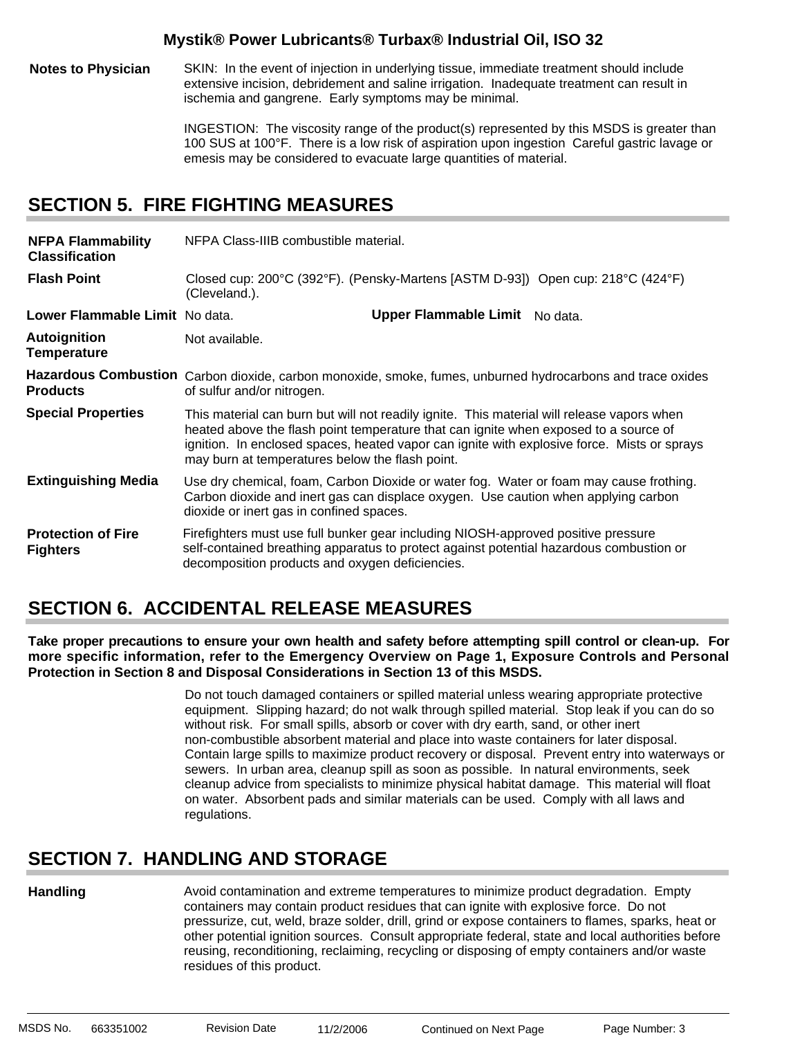**Notes to Physician**

SKIN: In the event of injection in underlying tissue, immediate treatment should include extensive incision, debridement and saline irrigation. Inadequate treatment can result in ischemia and gangrene. Early symptoms may be minimal.

INGESTION: The viscosity range of the product(s) represented by this MSDS is greater than 100 SUS at 100°F. There is a low risk of aspiration upon ingestion Careful gastric lavage or emesis may be considered to evacuate large quantities of material.

## SECTION 5. FIRE FIGHTING MEASURES

**NFPA Flammability Classification**
NFPA Class-IIIB combustible material.

**Flash Point**
Closed cup: 200°C (392°F). (Pensky-Martens [ASTM D-93]) Open cup: 218°C (424°F) (Cleveland.).

**Lower Flammable Limit** No data.  **Upper Flammable Limit** No data.

**Autoignition Temperature**
Not available.

**Hazardous Combustion Products**
Carbon dioxide, carbon monoxide, smoke, fumes, unburned hydrocarbons and trace oxides of sulfur and/or nitrogen.

**Special Properties**
This material can burn but will not readily ignite. This material will release vapors when heated above the flash point temperature that can ignite when exposed to a source of ignition. In enclosed spaces, heated vapor can ignite with explosive force. Mists or sprays may burn at temperatures below the flash point.

**Extinguishing Media**
Use dry chemical, foam, Carbon Dioxide or water fog. Water or foam may cause frothing. Carbon dioxide and inert gas can displace oxygen. Use caution when applying carbon dioxide or inert gas in confined spaces.

**Protection of Fire Fighters**
Firefighters must use full bunker gear including NIOSH-approved positive pressure self-contained breathing apparatus to protect against potential hazardous combustion or decomposition products and oxygen deficiencies.

## SECTION 6. ACCIDENTAL RELEASE MEASURES

**Take proper precautions to ensure your own health and safety before attempting spill control or clean-up. For more specific information, refer to the Emergency Overview on Page 1, Exposure Controls and Personal Protection in Section 8 and Disposal Considerations in Section 13 of this MSDS.**

Do not touch damaged containers or spilled material unless wearing appropriate protective equipment. Slipping hazard; do not walk through spilled material. Stop leak if you can do so without risk. For small spills, absorb or cover with dry earth, sand, or other inert non-combustible absorbent material and place into waste containers for later disposal. Contain large spills to maximize product recovery or disposal. Prevent entry into waterways or sewers. In urban area, cleanup spill as soon as possible. In natural environments, seek cleanup advice from specialists to minimize physical habitat damage. This material will float on water. Absorbent pads and similar materials can be used. Comply with all laws and regulations.

## SECTION 7. HANDLING AND STORAGE

**Handling**
Avoid contamination and extreme temperatures to minimize product degradation. Empty containers may contain product residues that can ignite with explosive force. Do not pressurize, cut, weld, braze solder, drill, grind or expose containers to flames, sparks, heat or other potential ignition sources. Consult appropriate federal, state and local authorities before reusing, reconditioning, reclaiming, recycling or disposing of empty containers and/or waste residues of this product.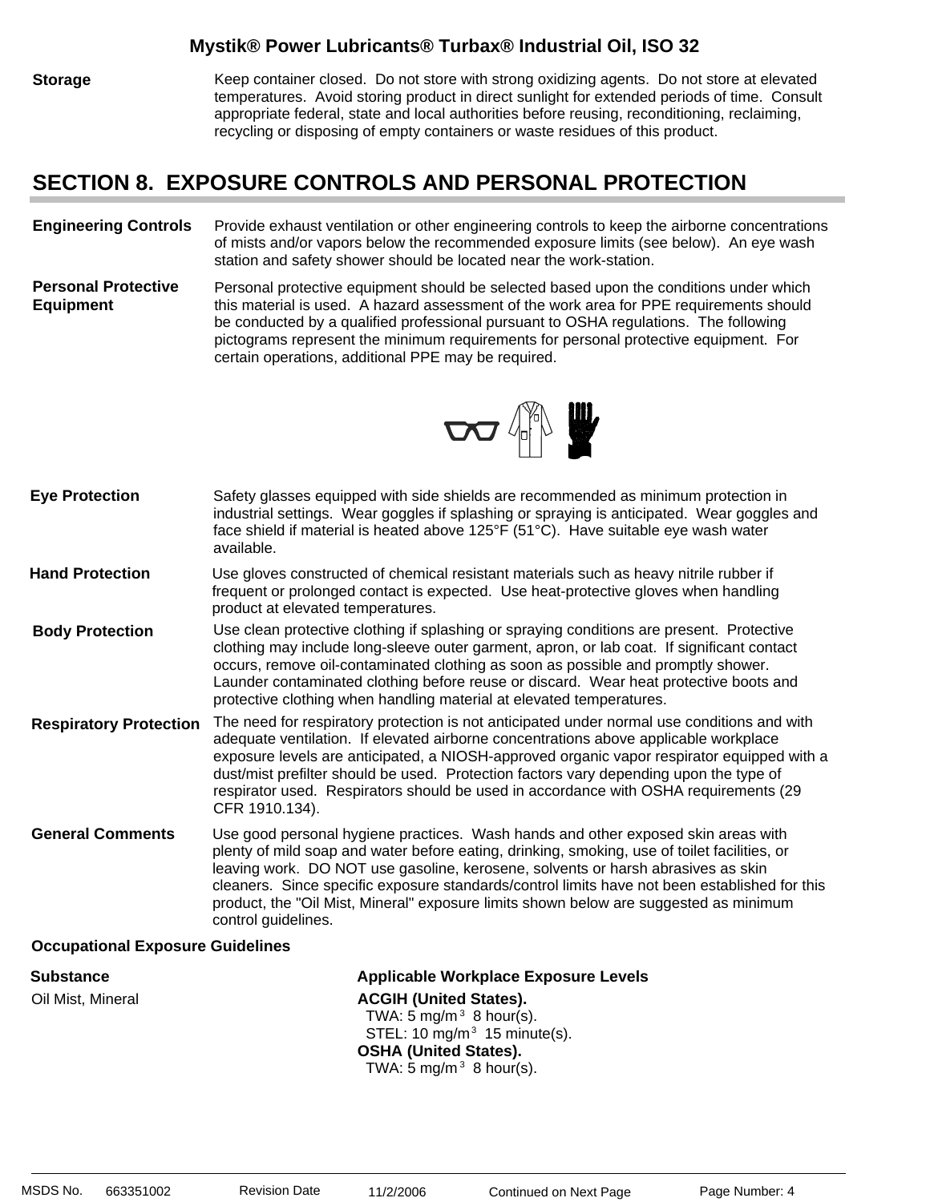**Storage** Keep container closed. Do not store with strong oxidizing agents. Do not store at elevated temperatures. Avoid storing product in direct sunlight for extended periods of time. Consult appropriate federal, state and local authorities before reusing, reconditioning, reclaiming, recycling or disposing of empty containers or waste residues of this product.

## SECTION 8. EXPOSURE CONTROLS AND PERSONAL PROTECTION

**Engineering Controls** Provide exhaust ventilation or other engineering controls to keep the airborne concentrations of mists and/or vapors below the recommended exposure limits (see below). An eye wash station and safety shower should be located near the work-station.

**Personal Protective Equipment** Personal protective equipment should be selected based upon the conditions under which this material is used. A hazard assessment of the work area for PPE requirements should be conducted by a qualified professional pursuant to OSHA regulations. The following pictograms represent the minimum requirements for personal protective equipment. For certain operations, additional PPE may be required.

**Eye Protection** Safety glasses equipped with side shields are recommended as minimum protection in industrial settings. Wear goggles if splashing or spraying is anticipated. Wear goggles and face shield if material is heated above 125°F (51°C). Have suitable eye wash water available.

**Hand Protection** Use gloves constructed of chemical resistant materials such as heavy nitrile rubber if frequent or prolonged contact is expected. Use heat-protective gloves when handling product at elevated temperatures.

**Body Protection** Use clean protective clothing if splashing or spraying conditions are present. Protective clothing may include long-sleeve outer garment, apron, or lab coat. If significant contact occurs, remove oil-contaminated clothing as soon as possible and promptly shower. Launder contaminated clothing before reuse or discard. Wear heat protective boots and protective clothing when handling material at elevated temperatures.

**Respiratory Protection** The need for respiratory protection is not anticipated under normal use conditions and with adequate ventilation. If elevated airborne concentrations above applicable workplace exposure levels are anticipated, a NIOSH-approved organic vapor respirator equipped with a dust/mist prefilter should be used. Protection factors vary depending upon the type of respirator used. Respirators should be used in accordance with OSHA requirements (29 CFR 1910.134).

**General Comments** Use good personal hygiene practices. Wash hands and other exposed skin areas with plenty of mild soap and water before eating, drinking, smoking, use of toilet facilities, or leaving work. DO NOT use gasoline, kerosene, solvents or harsh abrasives as skin cleaners. Since specific exposure standards/control limits have not been established for this product, the "Oil Mist, Mineral" exposure limits shown below are suggested as minimum control guidelines.

**Occupational Exposure Guidelines**

| Substance | Applicable Workplace Exposure Levels |
|---|---|
| Oil Mist, Mineral | **ACGIH (United States).**<br>TWA: 5 mg/m$^3$ 8 hour(s).<br>STEL: 10 mg/m$^3$ 15 minute(s).<br>**OSHA (United States).**<br>TWA: 5 mg/m$^3$ 8 hour(s). |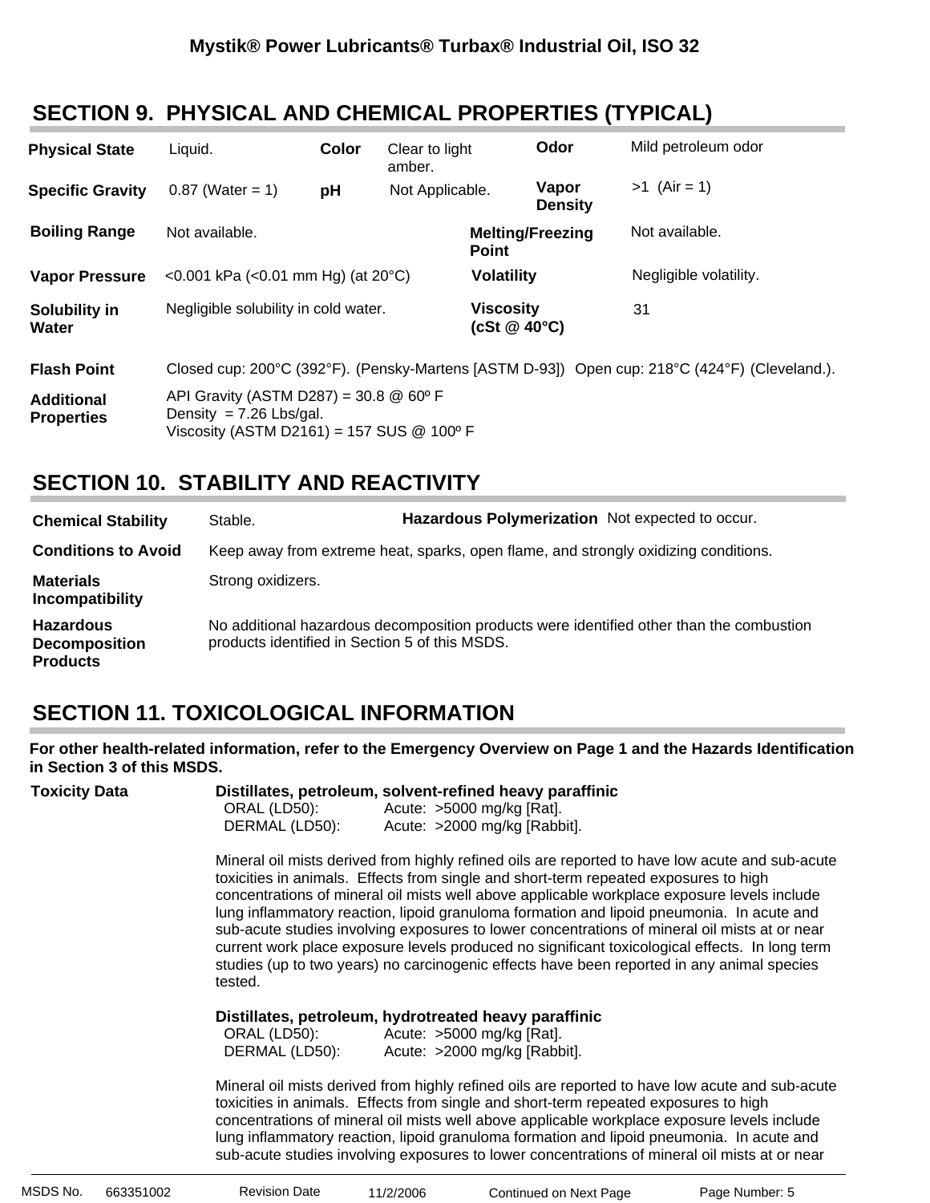## SECTION 9. PHYSICAL AND CHEMICAL PROPERTIES (TYPICAL)

| | | | | | |
|---|---|---|---|---|---|
| **Physical State** | Liquid. | **Color** | Clear to light amber. | **Odor** | Mild petroleum odor |
| **Specific Gravity** | 0.87 (Water = 1) | **pH** | Not Applicable. | **Vapor Density** | >1 (Air = 1) |
| **Boiling Range** | Not available. | | | **Melting/Freezing Point** | Not available. |
| **Vapor Pressure** | <0.001 kPa (<0.01 mm Hg) (at 20°C) | | | **Volatility** | Negligible volatility. |
| **Solubility in Water** | Negligible solubility in cold water. | | | **Viscosity (cSt @ 40°C)** | 31 |

**Flash Point** Closed cup: 200°C (392°F). (Pensky-Martens [ASTM D-93]) Open cup: 218°C (424°F) (Cleveland.).

**Additional Properties**
API Gravity (ASTM D287) = 30.8 @ 60º F
Density = 7.26 Lbs/gal.
Viscosity (ASTM D2161) = 157 SUS @ 100º F

## SECTION 10. STABILITY AND REACTIVITY

**Chemical Stability** Stable. **Hazardous Polymerization** Not expected to occur.

**Conditions to Avoid** Keep away from extreme heat, sparks, open flame, and strongly oxidizing conditions.

**Materials Incompatibility** Strong oxidizers.

**Hazardous Decomposition Products** No additional hazardous decomposition products were identified other than the combustion products identified in Section 5 of this MSDS.

## SECTION 11. TOXICOLOGICAL INFORMATION

**For other health-related information, refer to the Emergency Overview on Page 1 and the Hazards Identification in Section 3 of this MSDS.**

**Toxicity Data**

**Distillates, petroleum, solvent-refined heavy paraffinic**

ORAL (LD50): Acute: >5000 mg/kg [Rat].
DERMAL (LD50): Acute: >2000 mg/kg [Rabbit].

Mineral oil mists derived from highly refined oils are reported to have low acute and sub-acute toxicities in animals. Effects from single and short-term repeated exposures to high concentrations of mineral oil mists well above applicable workplace exposure levels include lung inflammatory reaction, lipoid granuloma formation and lipoid pneumonia. In acute and sub-acute studies involving exposures to lower concentrations of mineral oil mists at or near current work place exposure levels produced no significant toxicological effects. In long term studies (up to two years) no carcinogenic effects have been reported in any animal species tested.

**Distillates, petroleum, hydrotreated heavy paraffinic**

ORAL (LD50): Acute: >5000 mg/kg [Rat].
DERMAL (LD50): Acute: >2000 mg/kg [Rabbit].

Mineral oil mists derived from highly refined oils are reported to have low acute and sub-acute toxicities in animals. Effects from single and short-term repeated exposures to high concentrations of mineral oil mists well above applicable workplace exposure levels include lung inflammatory reaction, lipoid granuloma formation and lipoid pneumonia. In acute and sub-acute studies involving exposures to lower concentrations of mineral oil mists at or near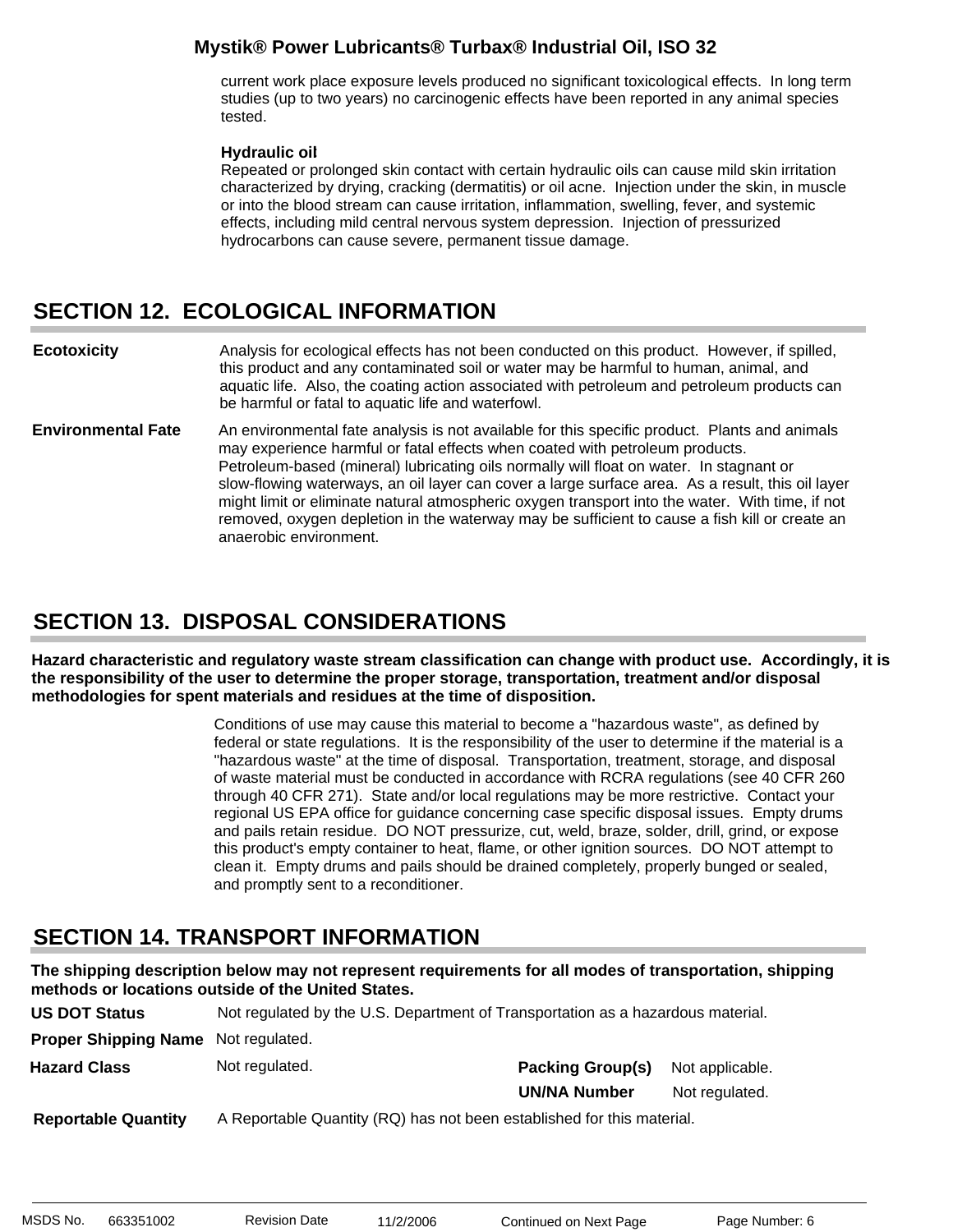current work place exposure levels produced no significant toxicological effects. In long term studies (up to two years) no carcinogenic effects have been reported in any animal species tested.

**Hydraulic oil**
Repeated or prolonged skin contact with certain hydraulic oils can cause mild skin irritation characterized by drying, cracking (dermatitis) or oil acne. Injection under the skin, in muscle or into the blood stream can cause irritation, inflammation, swelling, fever, and systemic effects, including mild central nervous system depression. Injection of pressurized hydrocarbons can cause severe, permanent tissue damage.

## SECTION 12. ECOLOGICAL INFORMATION

**Ecotoxicity** Analysis for ecological effects has not been conducted on this product. However, if spilled, this product and any contaminated soil or water may be harmful to human, animal, and aquatic life. Also, the coating action associated with petroleum and petroleum products can be harmful or fatal to aquatic life and waterfowl.

**Environmental Fate** An environmental fate analysis is not available for this specific product. Plants and animals may experience harmful or fatal effects when coated with petroleum products. Petroleum-based (mineral) lubricating oils normally will float on water. In stagnant or slow-flowing waterways, an oil layer can cover a large surface area. As a result, this oil layer might limit or eliminate natural atmospheric oxygen transport into the water. With time, if not removed, oxygen depletion in the waterway may be sufficient to cause a fish kill or create an anaerobic environment.

## SECTION 13. DISPOSAL CONSIDERATIONS

**Hazard characteristic and regulatory waste stream classification can change with product use. Accordingly, it is the responsibility of the user to determine the proper storage, transportation, treatment and/or disposal methodologies for spent materials and residues at the time of disposition.**

Conditions of use may cause this material to become a "hazardous waste", as defined by federal or state regulations. It is the responsibility of the user to determine if the material is a "hazardous waste" at the time of disposal. Transportation, treatment, storage, and disposal of waste material must be conducted in accordance with RCRA regulations (see 40 CFR 260 through 40 CFR 271). State and/or local regulations may be more restrictive. Contact your regional US EPA office for guidance concerning case specific disposal issues. Empty drums and pails retain residue. DO NOT pressurize, cut, weld, braze, solder, drill, grind, or expose this product's empty container to heat, flame, or other ignition sources. DO NOT attempt to clean it. Empty drums and pails should be drained completely, properly bunged or sealed, and promptly sent to a reconditioner.

## SECTION 14. TRANSPORT INFORMATION

**The shipping description below may not represent requirements for all modes of transportation, shipping methods or locations outside of the United States.**

**US DOT Status** Not regulated by the U.S. Department of Transportation as a hazardous material.

**Proper Shipping Name** Not regulated.

**Hazard Class** Not regulated.

**Packing Group(s)** Not applicable.

**UN/NA Number** Not regulated.

**Reportable Quantity** A Reportable Quantity (RQ) has not been established for this material.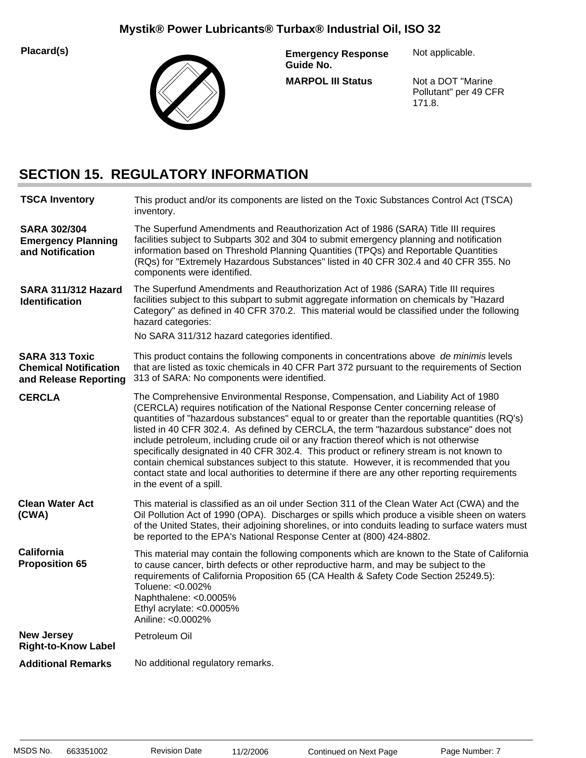Placard(s)

| | |
|---|---|
| **Emergency Response Guide No.** | Not applicable. |
| **MARPOL III Status** | Not a DOT "Marine Pollutant" per 49 CFR 171.8. |

# SECTION 15. REGULATORY INFORMATION

| | |
|---|---|
| **TSCA Inventory** | This product and/or its components are listed on the Toxic Substances Control Act (TSCA) inventory. |
| **SARA 302/304 Emergency Planning and Notification** | The Superfund Amendments and Reauthorization Act of 1986 (SARA) Title III requires facilities subject to Subparts 302 and 304 to submit emergency planning and notification information based on Threshold Planning Quantities (TPQs) and Reportable Quantities (RQs) for "Extremely Hazardous Substances" listed in 40 CFR 302.4 and 40 CFR 355. No components were identified. |
| **SARA 311/312 Hazard Identification** | The Superfund Amendments and Reauthorization Act of 1986 (SARA) Title III requires facilities subject to this subpart to submit aggregate information on chemicals by "Hazard Category" as defined in 40 CFR 370.2. This material would be classified under the following hazard categories:<br>No SARA 311/312 hazard categories identified. |
| **SARA 313 Toxic Chemical Notification and Release Reporting** | This product contains the following components in concentrations above *de minimis* levels that are listed as toxic chemicals in 40 CFR Part 372 pursuant to the requirements of Section 313 of SARA: No components were identified. |
| **CERCLA** | The Comprehensive Environmental Response, Compensation, and Liability Act of 1980 (CERCLA) requires notification of the National Response Center concerning release of quantities of "hazardous substances" equal to or greater than the reportable quantities (RQ's) listed in 40 CFR 302.4. As defined by CERCLA, the term "hazardous substance" does not include petroleum, including crude oil or any fraction thereof which is not otherwise specifically designated in 40 CFR 302.4. This product or refinery stream is not known to contain chemical substances subject to this statute. However, it is recommended that you contact state and local authorities to determine if there are any other reporting requirements in the event of a spill. |
| **Clean Water Act (CWA)** | This material is classified as an oil under Section 311 of the Clean Water Act (CWA) and the Oil Pollution Act of 1990 (OPA). Discharges or spills which produce a visible sheen on waters of the United States, their adjoining shorelines, or into conduits leading to surface waters must be reported to the EPA's National Response Center at (800) 424-8802. |
| **California Proposition 65** | This material may contain the following components which are known to the State of California to cause cancer, birth defects or other reproductive harm, and may be subject to the requirements of California Proposition 65 (CA Health & Safety Code Section 25249.5):<br>Toluene: <0.002%<br>Naphthalene: <0.0005%<br>Ethyl acrylate: <0.0005%<br>Aniline: <0.0002% |
| **New Jersey Right-to-Know Label** | Petroleum Oil |
| **Additional Remarks** | No additional regulatory remarks. |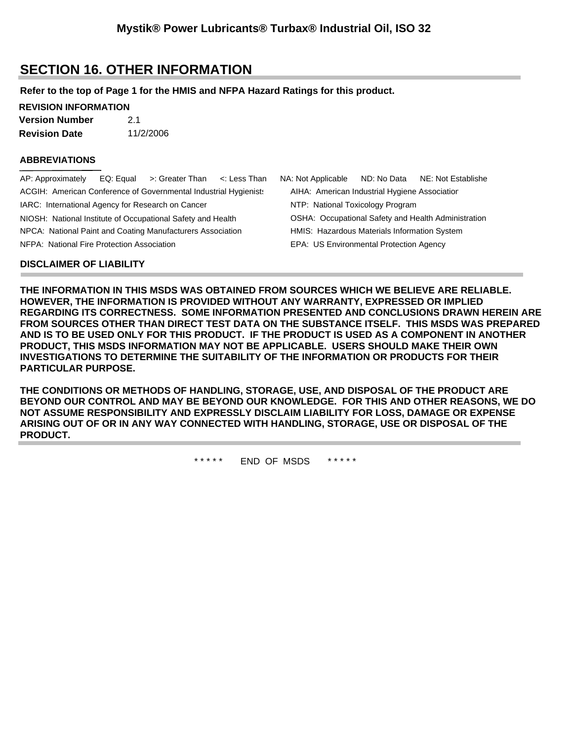# SECTION 16. OTHER INFORMATION

**Refer to the top of Page 1 for the HMIS and NFPA Hazard Ratings for this product.**

**REVISION INFORMATION**

**Version Number** 2.1

**Revision Date** 11/2/2006

**ABBREVIATIONS**

AP: Approximately EQ: Equal >: Greater Than <: Less Than NA: Not Applicable ND: No Data NE: Not Establishe

ACGIH: American Conference of Governmental Industrial Hygienists

AIHA: American Industrial Hygiene Association

IARC: International Agency for Research on Cancer

NTP: National Toxicology Program

NIOSH: National Institute of Occupational Safety and Health

OSHA: Occupational Safety and Health Administration

NPCA: National Paint and Coating Manufacturers Association

HMIS: Hazardous Materials Information System

NFPA: National Fire Protection Association

EPA: US Environmental Protection Agency

**DISCLAIMER OF LIABILITY**

**THE INFORMATION IN THIS MSDS WAS OBTAINED FROM SOURCES WHICH WE BELIEVE ARE RELIABLE. HOWEVER, THE INFORMATION IS PROVIDED WITHOUT ANY WARRANTY, EXPRESSED OR IMPLIED REGARDING ITS CORRECTNESS. SOME INFORMATION PRESENTED AND CONCLUSIONS DRAWN HEREIN ARE FROM SOURCES OTHER THAN DIRECT TEST DATA ON THE SUBSTANCE ITSELF. THIS MSDS WAS PREPARED AND IS TO BE USED ONLY FOR THIS PRODUCT. IF THE PRODUCT IS USED AS A COMPONENT IN ANOTHER PRODUCT, THIS MSDS INFORMATION MAY NOT BE APPLICABLE. USERS SHOULD MAKE THEIR OWN INVESTIGATIONS TO DETERMINE THE SUITABILITY OF THE INFORMATION OR PRODUCTS FOR THEIR PARTICULAR PURPOSE.**

**THE CONDITIONS OR METHODS OF HANDLING, STORAGE, USE, AND DISPOSAL OF THE PRODUCT ARE BEYOND OUR CONTROL AND MAY BE BEYOND OUR KNOWLEDGE. FOR THIS AND OTHER REASONS, WE DO NOT ASSUME RESPONSIBILITY AND EXPRESSLY DISCLAIM LIABILITY FOR LOSS, DAMAGE OR EXPENSE ARISING OUT OF OR IN ANY WAY CONNECTED WITH HANDLING, STORAGE, USE OR DISPOSAL OF THE PRODUCT.**

***** END OF MSDS *****